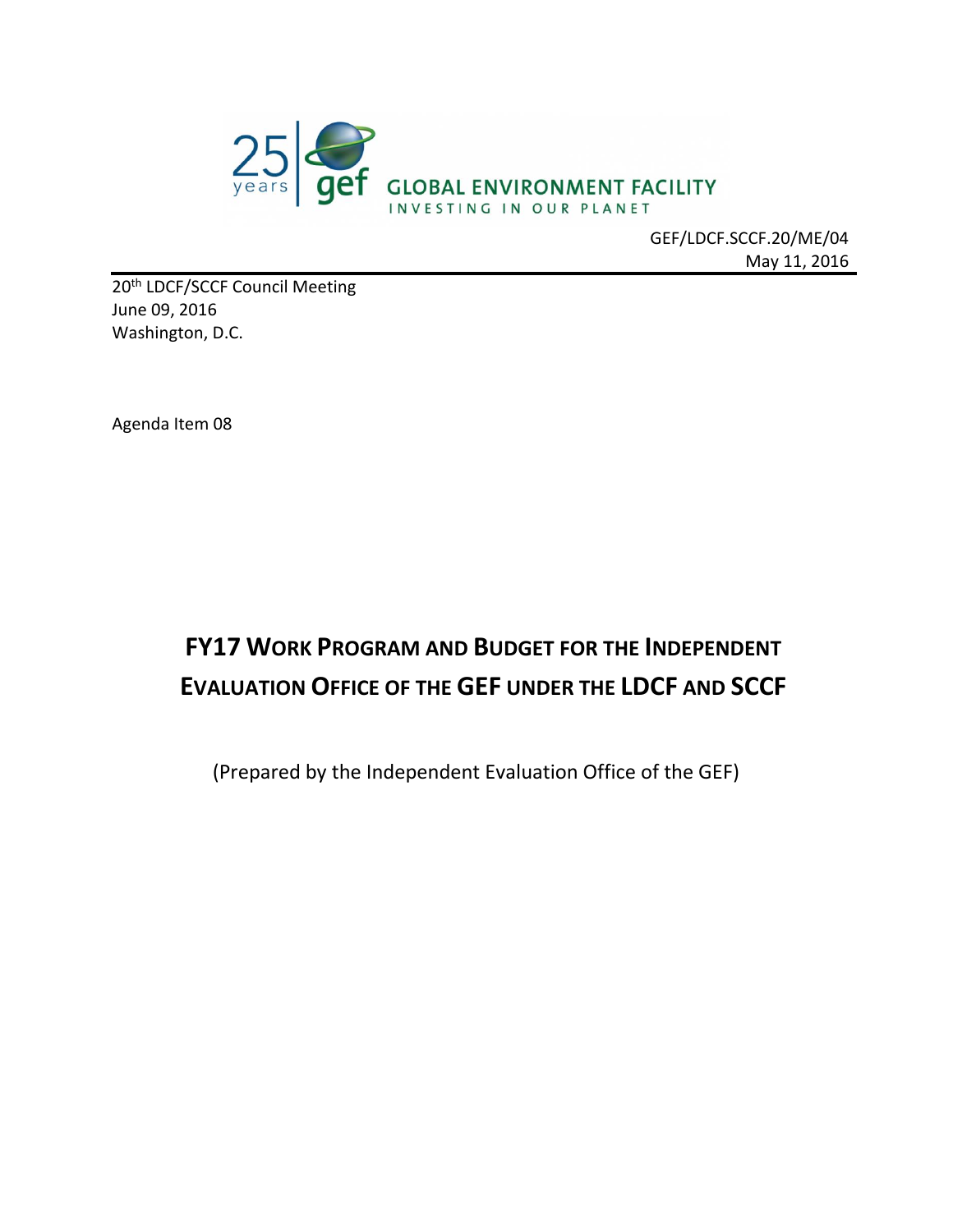GEF/LDCF.SCCF.20/ME/04
May 11, 2016

20th LDCF/SCCF Council Meeting
June 09, 2016
Washington, D.C.

Agenda Item 08

# FY17 WORK PROGRAM AND BUDGET FOR THE INDEPENDENT EVALUATION OFFICE OF THE GEF UNDER THE LDCF AND SCCF

(Prepared by the Independent Evaluation Office of the GEF)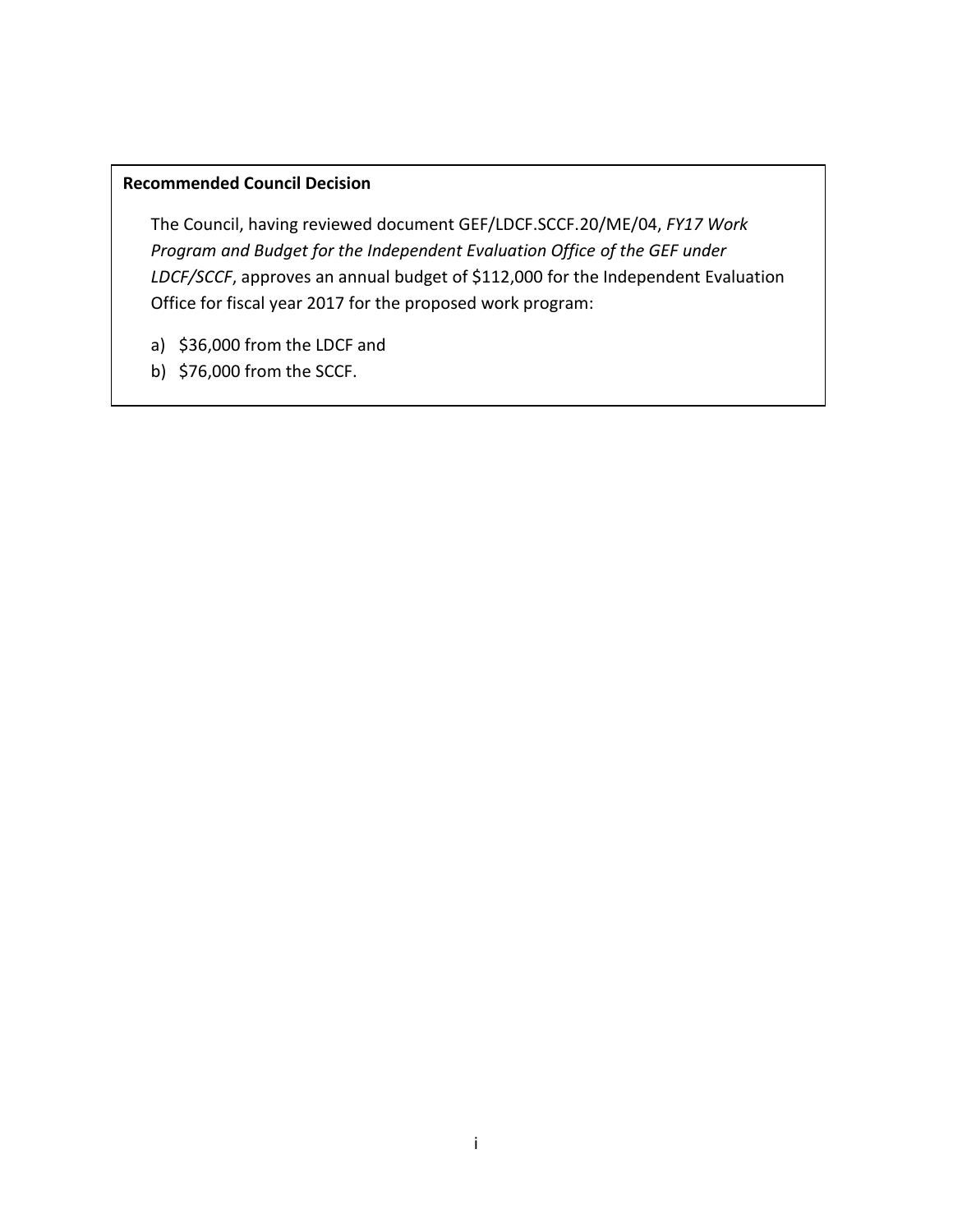**Recommended Council Decision**

The Council, having reviewed document GEF/LDCF.SCCF.20/ME/04, *FY17 Work Program and Budget for the Independent Evaluation Office of the GEF under LDCF/SCCF*, approves an annual budget of $112,000 for the Independent Evaluation Office for fiscal year 2017 for the proposed work program:

a) $36,000 from the LDCF and
b) $76,000 from the SCCF.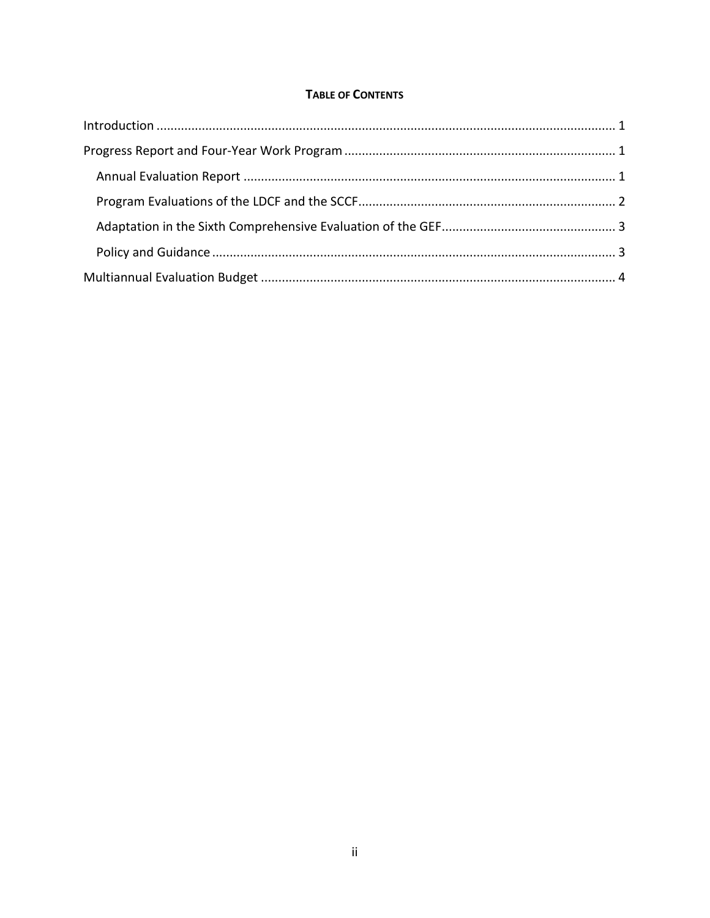**TABLE OF CONTENTS**

Introduction ..................................................................................................................... 1

Progress Report and Four-Year Work Program ............................................................................. 1

Annual Evaluation Report .......................................................................................................... 1

Program Evaluations of the LDCF and the SCCF ......................................................................... 2

Adaptation in the Sixth Comprehensive Evaluation of the GEF ................................................. 3

Policy and Guidance ................................................................................................................... 3

Multiannual Evaluation Budget ..................................................................................................... 4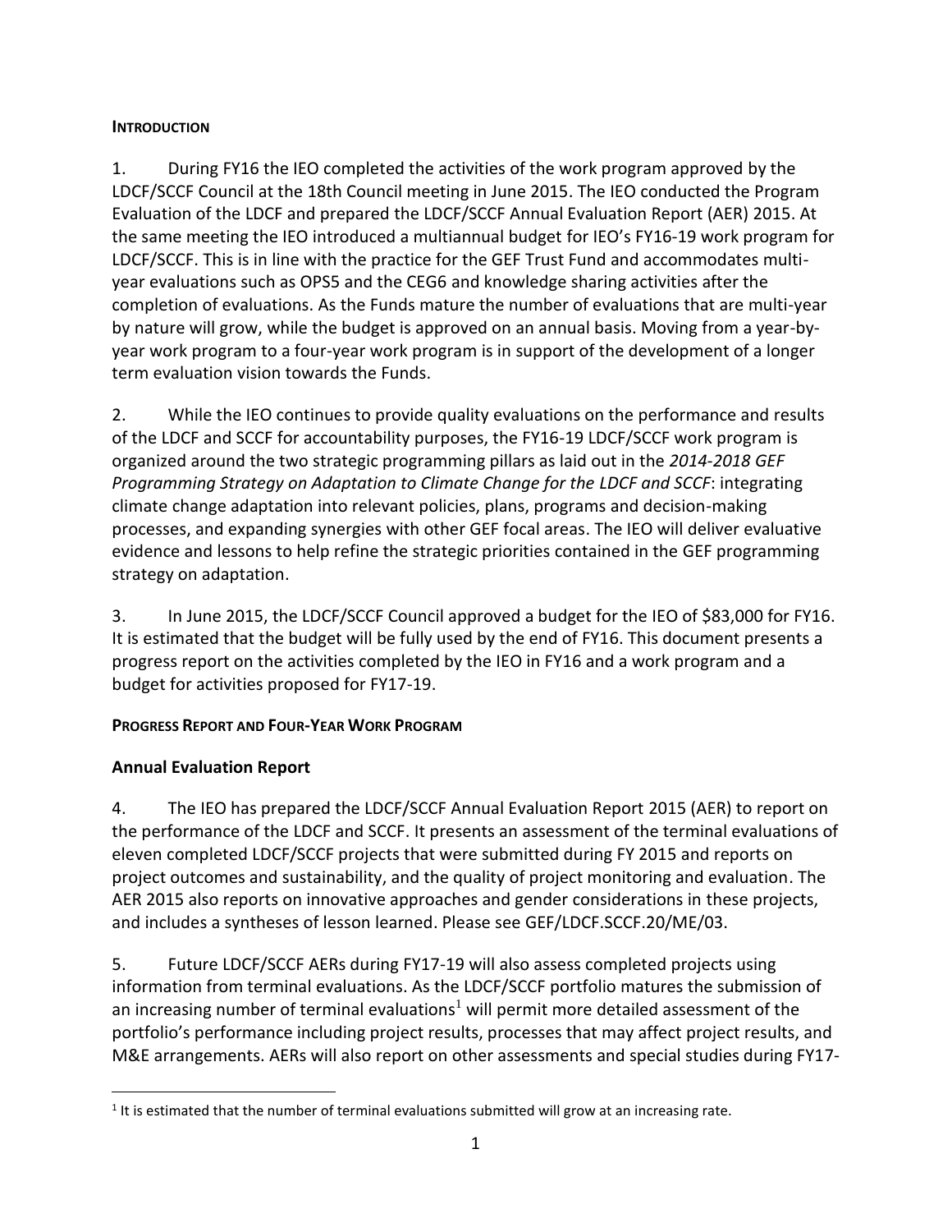**INTRODUCTION**

1. During FY16 the IEO completed the activities of the work program approved by the LDCF/SCCF Council at the 18th Council meeting in June 2015. The IEO conducted the Program Evaluation of the LDCF and prepared the LDCF/SCCF Annual Evaluation Report (AER) 2015. At the same meeting the IEO introduced a multiannual budget for IEO's FY16-19 work program for LDCF/SCCF. This is in line with the practice for the GEF Trust Fund and accommodates multi-year evaluations such as OPS5 and the CEG6 and knowledge sharing activities after the completion of evaluations. As the Funds mature the number of evaluations that are multi-year by nature will grow, while the budget is approved on an annual basis. Moving from a year-by-year work program to a four-year work program is in support of the development of a longer term evaluation vision towards the Funds.

2. While the IEO continues to provide quality evaluations on the performance and results of the LDCF and SCCF for accountability purposes, the FY16-19 LDCF/SCCF work program is organized around the two strategic programming pillars as laid out in the *2014-2018 GEF Programming Strategy on Adaptation to Climate Change for the LDCF and SCCF*: integrating climate change adaptation into relevant policies, plans, programs and decision-making processes, and expanding synergies with other GEF focal areas. The IEO will deliver evaluative evidence and lessons to help refine the strategic priorities contained in the GEF programming strategy on adaptation.

3. In June 2015, the LDCF/SCCF Council approved a budget for the IEO of $83,000 for FY16. It is estimated that the budget will be fully used by the end of FY16. This document presents a progress report on the activities completed by the IEO in FY16 and a work program and a budget for activities proposed for FY17-19.

**PROGRESS REPORT AND FOUR-YEAR WORK PROGRAM**

## Annual Evaluation Report

4. The IEO has prepared the LDCF/SCCF Annual Evaluation Report 2015 (AER) to report on the performance of the LDCF and SCCF. It presents an assessment of the terminal evaluations of eleven completed LDCF/SCCF projects that were submitted during FY 2015 and reports on project outcomes and sustainability, and the quality of project monitoring and evaluation. The AER 2015 also reports on innovative approaches and gender considerations in these projects, and includes a syntheses of lesson learned. Please see GEF/LDCF.SCCF.20/ME/03.

5. Future LDCF/SCCF AERs during FY17-19 will also assess completed projects using information from terminal evaluations. As the LDCF/SCCF portfolio matures the submission of an increasing number of terminal evaluations[1] will permit more detailed assessment of the portfolio's performance including project results, processes that may affect project results, and M&E arrangements. AERs will also report on other assessments and special studies during FY17-

[1] It is estimated that the number of terminal evaluations submitted will grow at an increasing rate.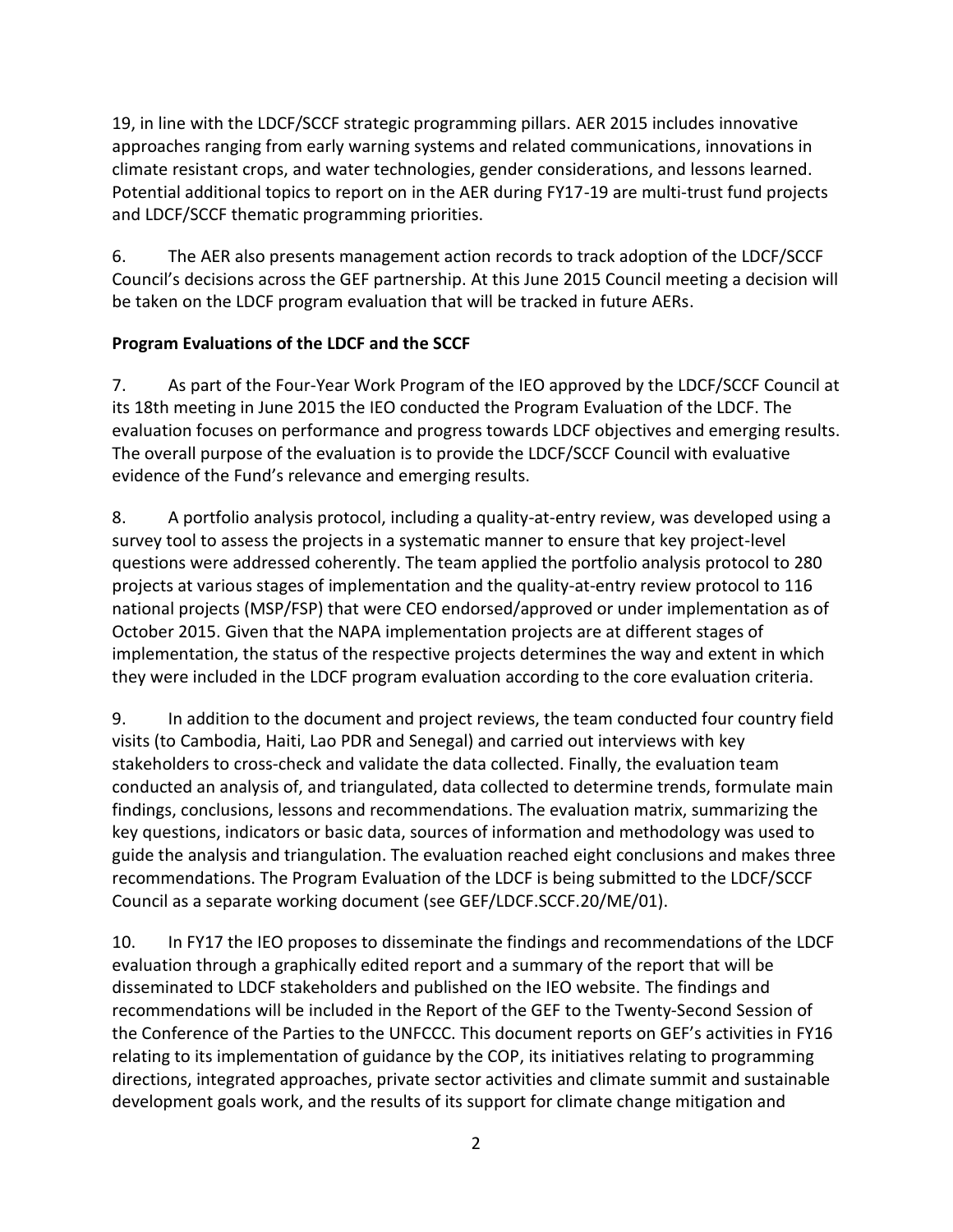19, in line with the LDCF/SCCF strategic programming pillars. AER 2015 includes innovative approaches ranging from early warning systems and related communications, innovations in climate resistant crops, and water technologies, gender considerations, and lessons learned. Potential additional topics to report on in the AER during FY17-19 are multi-trust fund projects and LDCF/SCCF thematic programming priorities.

6. The AER also presents management action records to track adoption of the LDCF/SCCF Council's decisions across the GEF partnership. At this June 2015 Council meeting a decision will be taken on the LDCF program evaluation that will be tracked in future AERs.

**Program Evaluations of the LDCF and the SCCF**

7. As part of the Four-Year Work Program of the IEO approved by the LDCF/SCCF Council at its 18th meeting in June 2015 the IEO conducted the Program Evaluation of the LDCF. The evaluation focuses on performance and progress towards LDCF objectives and emerging results. The overall purpose of the evaluation is to provide the LDCF/SCCF Council with evaluative evidence of the Fund's relevance and emerging results.

8. A portfolio analysis protocol, including a quality-at-entry review, was developed using a survey tool to assess the projects in a systematic manner to ensure that key project-level questions were addressed coherently. The team applied the portfolio analysis protocol to 280 projects at various stages of implementation and the quality-at-entry review protocol to 116 national projects (MSP/FSP) that were CEO endorsed/approved or under implementation as of October 2015. Given that the NAPA implementation projects are at different stages of implementation, the status of the respective projects determines the way and extent in which they were included in the LDCF program evaluation according to the core evaluation criteria.

9. In addition to the document and project reviews, the team conducted four country field visits (to Cambodia, Haiti, Lao PDR and Senegal) and carried out interviews with key stakeholders to cross-check and validate the data collected. Finally, the evaluation team conducted an analysis of, and triangulated, data collected to determine trends, formulate main findings, conclusions, lessons and recommendations. The evaluation matrix, summarizing the key questions, indicators or basic data, sources of information and methodology was used to guide the analysis and triangulation. The evaluation reached eight conclusions and makes three recommendations. The Program Evaluation of the LDCF is being submitted to the LDCF/SCCF Council as a separate working document (see GEF/LDCF.SCCF.20/ME/01).

10. In FY17 the IEO proposes to disseminate the findings and recommendations of the LDCF evaluation through a graphically edited report and a summary of the report that will be disseminated to LDCF stakeholders and published on the IEO website. The findings and recommendations will be included in the Report of the GEF to the Twenty-Second Session of the Conference of the Parties to the UNFCCC. This document reports on GEF's activities in FY16 relating to its implementation of guidance by the COP, its initiatives relating to programming directions, integrated approaches, private sector activities and climate summit and sustainable development goals work, and the results of its support for climate change mitigation and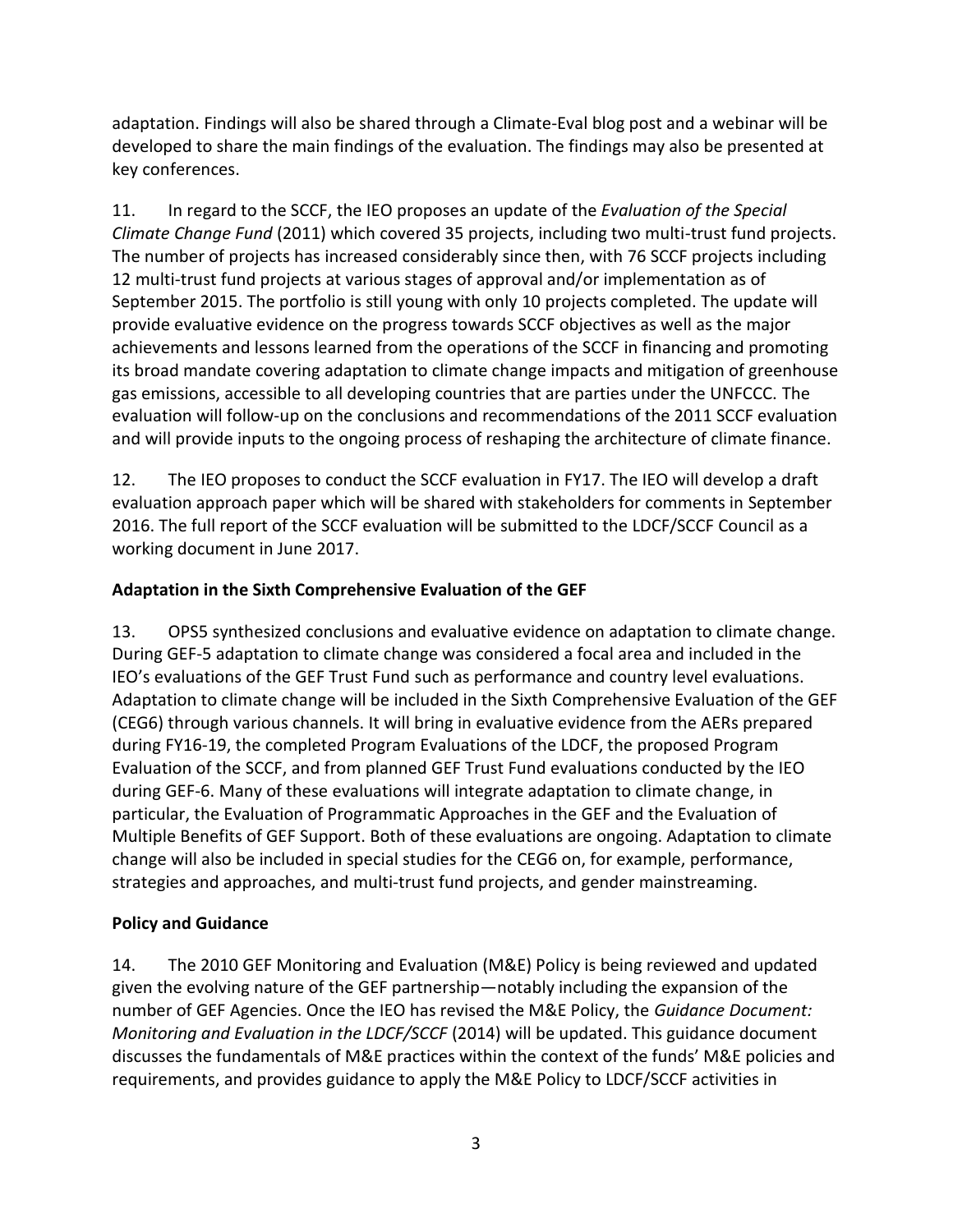adaptation. Findings will also be shared through a Climate-Eval blog post and a webinar will be developed to share the main findings of the evaluation. The findings may also be presented at key conferences.

11. In regard to the SCCF, the IEO proposes an update of the *Evaluation of the Special Climate Change Fund* (2011) which covered 35 projects, including two multi-trust fund projects. The number of projects has increased considerably since then, with 76 SCCF projects including 12 multi-trust fund projects at various stages of approval and/or implementation as of September 2015. The portfolio is still young with only 10 projects completed. The update will provide evaluative evidence on the progress towards SCCF objectives as well as the major achievements and lessons learned from the operations of the SCCF in financing and promoting its broad mandate covering adaptation to climate change impacts and mitigation of greenhouse gas emissions, accessible to all developing countries that are parties under the UNFCCC. The evaluation will follow-up on the conclusions and recommendations of the 2011 SCCF evaluation and will provide inputs to the ongoing process of reshaping the architecture of climate finance.

12. The IEO proposes to conduct the SCCF evaluation in FY17. The IEO will develop a draft evaluation approach paper which will be shared with stakeholders for comments in September 2016. The full report of the SCCF evaluation will be submitted to the LDCF/SCCF Council as a working document in June 2017.

**Adaptation in the Sixth Comprehensive Evaluation of the GEF**

13. OPS5 synthesized conclusions and evaluative evidence on adaptation to climate change. During GEF-5 adaptation to climate change was considered a focal area and included in the IEO's evaluations of the GEF Trust Fund such as performance and country level evaluations. Adaptation to climate change will be included in the Sixth Comprehensive Evaluation of the GEF (CEG6) through various channels. It will bring in evaluative evidence from the AERs prepared during FY16-19, the completed Program Evaluations of the LDCF, the proposed Program Evaluation of the SCCF, and from planned GEF Trust Fund evaluations conducted by the IEO during GEF-6. Many of these evaluations will integrate adaptation to climate change, in particular, the Evaluation of Programmatic Approaches in the GEF and the Evaluation of Multiple Benefits of GEF Support. Both of these evaluations are ongoing. Adaptation to climate change will also be included in special studies for the CEG6 on, for example, performance, strategies and approaches, and multi-trust fund projects, and gender mainstreaming.

**Policy and Guidance**

14. The 2010 GEF Monitoring and Evaluation (M&E) Policy is being reviewed and updated given the evolving nature of the GEF partnership—notably including the expansion of the number of GEF Agencies. Once the IEO has revised the M&E Policy, the *Guidance Document: Monitoring and Evaluation in the LDCF/SCCF* (2014) will be updated. This guidance document discusses the fundamentals of M&E practices within the context of the funds' M&E policies and requirements, and provides guidance to apply the M&E Policy to LDCF/SCCF activities in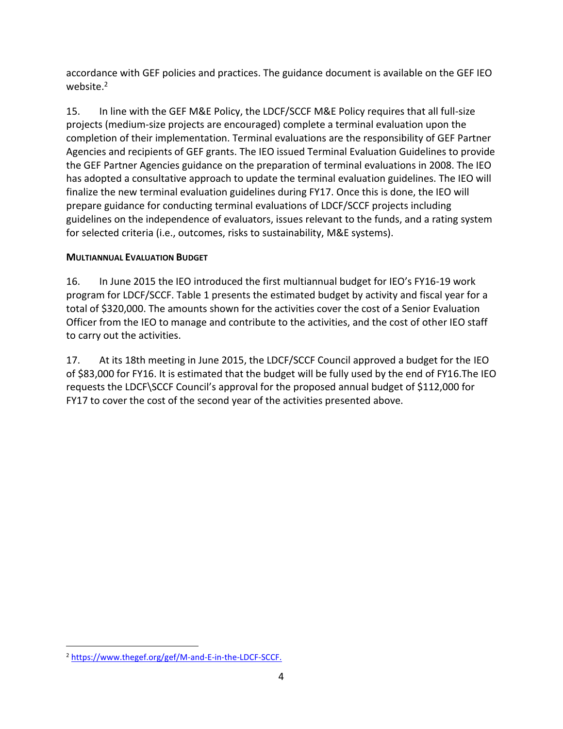accordance with GEF policies and practices. The guidance document is available on the GEF IEO website.[2]

15. In line with the GEF M&E Policy, the LDCF/SCCF M&E Policy requires that all full-size projects (medium-size projects are encouraged) complete a terminal evaluation upon the completion of their implementation. Terminal evaluations are the responsibility of GEF Partner Agencies and recipients of GEF grants. The IEO issued Terminal Evaluation Guidelines to provide the GEF Partner Agencies guidance on the preparation of terminal evaluations in 2008. The IEO has adopted a consultative approach to update the terminal evaluation guidelines. The IEO will finalize the new terminal evaluation guidelines during FY17. Once this is done, the IEO will prepare guidance for conducting terminal evaluations of LDCF/SCCF projects including guidelines on the independence of evaluators, issues relevant to the funds, and a rating system for selected criteria (i.e., outcomes, risks to sustainability, M&E systems).

### MULTIANNUAL EVALUATION BUDGET

16. In June 2015 the IEO introduced the first multiannual budget for IEO's FY16-19 work program for LDCF/SCCF. Table 1 presents the estimated budget by activity and fiscal year for a total of $320,000. The amounts shown for the activities cover the cost of a Senior Evaluation Officer from the IEO to manage and contribute to the activities, and the cost of other IEO staff to carry out the activities.

17. At its 18th meeting in June 2015, the LDCF/SCCF Council approved a budget for the IEO of $83,000 for FY16. It is estimated that the budget will be fully used by the end of FY16.The IEO requests the LDCF\SCCF Council's approval for the proposed annual budget of $112,000 for FY17 to cover the cost of the second year of the activities presented above.

[2] https://www.thegef.org/gef/M-and-E-in-the-LDCF-SCCF.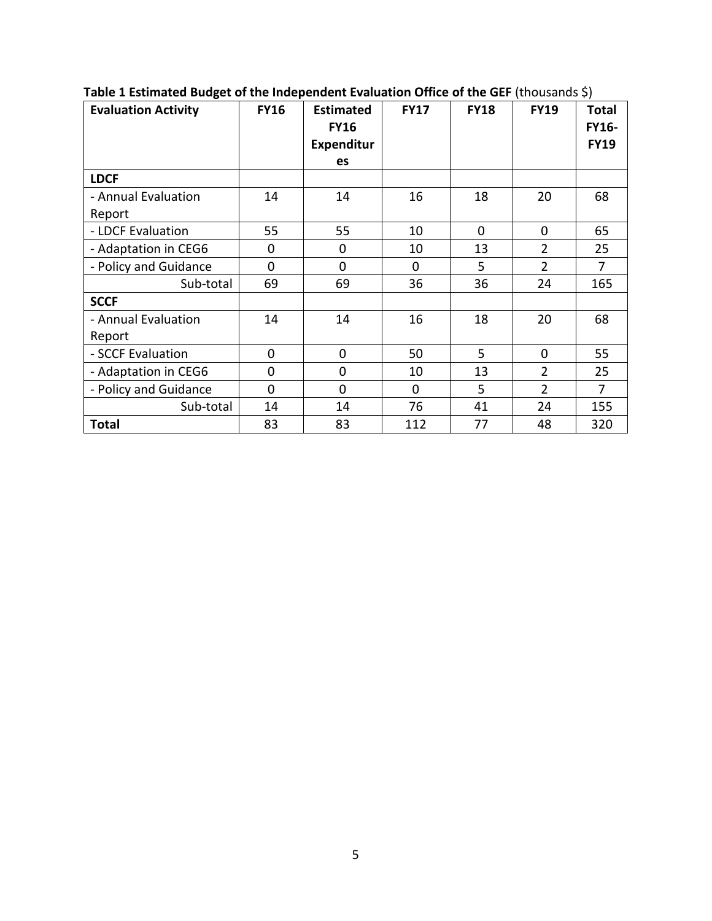**Table 1 Estimated Budget of the Independent Evaluation Office of the GEF** (thousands $)

| Evaluation Activity | FY16 | Estimated FY16 Expenditures | FY17 | FY18 | FY19 | Total FY16-FY19 |
|---|---|---|---|---|---|---|
| **LDCF** | | | | | | |
| - Annual Evaluation Report | 14 | 14 | 16 | 18 | 20 | 68 |
| - LDCF Evaluation | 55 | 55 | 10 | 0 | 0 | 65 |
| - Adaptation in CEG6 | 0 | 0 | 10 | 13 | 2 | 25 |
| - Policy and Guidance | 0 | 0 | 0 | 5 | 2 | 7 |
| Sub-total | 69 | 69 | 36 | 36 | 24 | 165 |
| **SCCF** | | | | | | |
| - Annual Evaluation Report | 14 | 14 | 16 | 18 | 20 | 68 |
| - SCCF Evaluation | 0 | 0 | 50 | 5 | 0 | 55 |
| - Adaptation in CEG6 | 0 | 0 | 10 | 13 | 2 | 25 |
| - Policy and Guidance | 0 | 0 | 0 | 5 | 2 | 7 |
| Sub-total | 14 | 14 | 76 | 41 | 24 | 155 |
| **Total** | 83 | 83 | 112 | 77 | 48 | 320 |